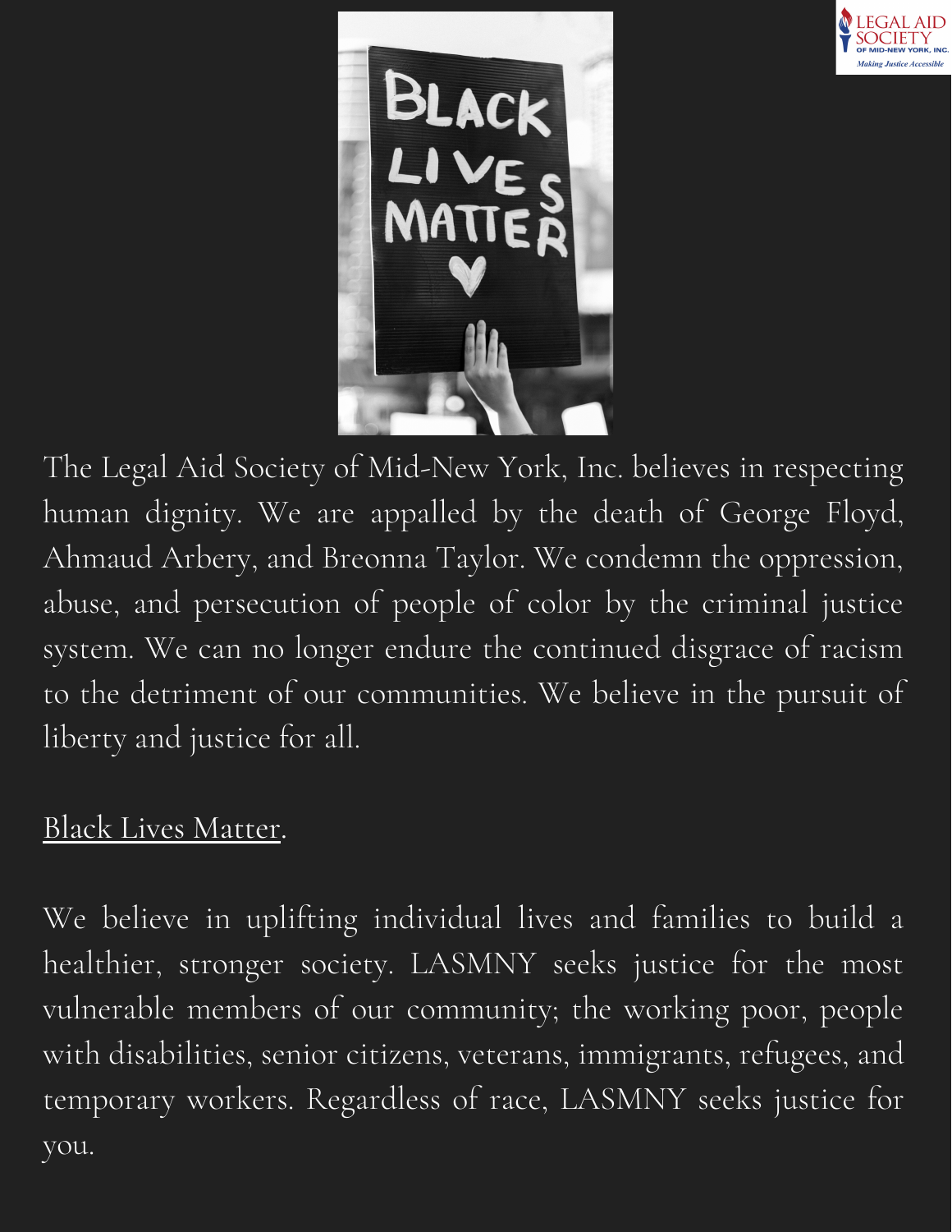The Legal Aid Society of Mid-New York, Inc. believes in respecting human dignity. We are appalled by the death of George Floyd, Ahmaud Arbery, and Breonna Taylor. We condemn the oppression, abuse, and persecution of people of color by the criminal justice system. We can no longer endure the continued disgrace of racism to the detriment of our communities. We believe in the pursuit of liberty and justice for all.

Black Lives Matter.

We believe in uplifting individual lives and families to build a healthier, stronger society. LASMNY seeks justice for the most vulnerable members of our community; the working poor, people with disabilities, senior citizens, veterans, immigrants, refugees, and temporary workers. Regardless of race, LASMNY seeks justice for you.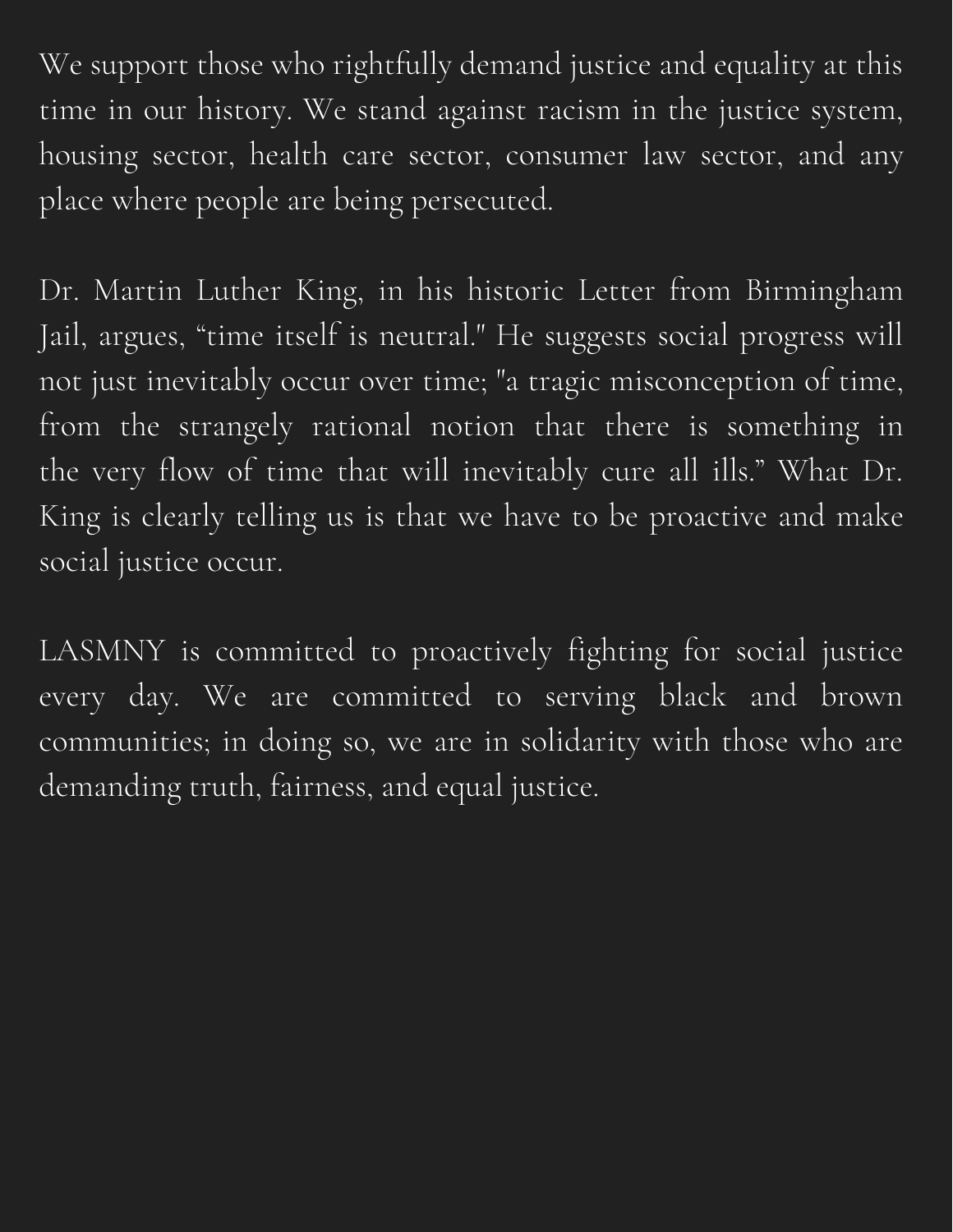We support those who rightfully demand justice and equality at this time in our history. We stand against racism in the justice system, housing sector, health care sector, consumer law sector, and any place where people are being persecuted.

Dr. Martin Luther King, in his historic Letter from Birmingham Jail, argues, "time itself is neutral." He suggests social progress will not just inevitably occur over time; "a tragic misconception of time, from the strangely rational notion that there is something in the very flow of time that will inevitably cure all ills." What Dr. King is clearly telling us is that we have to be proactive and make social justice occur.

LASMNY is committed to proactively fighting for social justice every day. We are committed to serving black and brown communities; in doing so, we are in solidarity with those who are demanding truth, fairness, and equal justice.